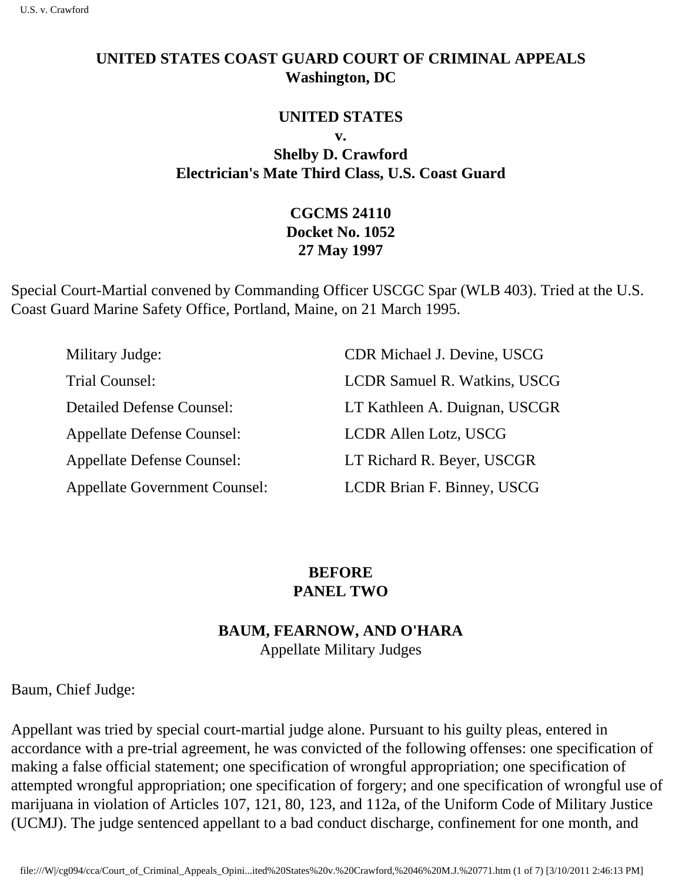# UNITED STATES COAST GUARD COURT OF CRIMINAL APPEALS
**Washington, DC**

## UNITED STATES
**v.**
**Shelby D. Crawford**
**Electrician's Mate Third Class, U.S. Coast Guard**

**CGCMS 24110**
**Docket No. 1052**
**27 May 1997**

Special Court-Martial convened by Commanding Officer USCGC Spar (WLB 403). Tried at the U.S. Coast Guard Marine Safety Office, Portland, Maine, on 21 March 1995.

| | |
|---|---|
| Military Judge: | CDR Michael J. Devine, USCG |
| Trial Counsel: | LCDR Samuel R. Watkins, USCG |
| Detailed Defense Counsel: | LT Kathleen A. Duignan, USCGR |
| Appellate Defense Counsel: | LCDR Allen Lotz, USCG |
| Appellate Defense Counsel: | LT Richard R. Beyer, USCGR |
| Appellate Government Counsel: | LCDR Brian F. Binney, USCG |

**BEFORE**
**PANEL TWO**

**BAUM, FEARNOW, AND O'HARA**
Appellate Military Judges

Baum, Chief Judge:

Appellant was tried by special court-martial judge alone. Pursuant to his guilty pleas, entered in accordance with a pre-trial agreement, he was convicted of the following offenses: one specification of making a false official statement; one specification of wrongful appropriation; one specification of attempted wrongful appropriation; one specification of forgery; and one specification of wrongful use of marijuana in violation of Articles 107, 121, 80, 123, and 112a, of the Uniform Code of Military Justice (UCMJ). The judge sentenced appellant to a bad conduct discharge, confinement for one month, and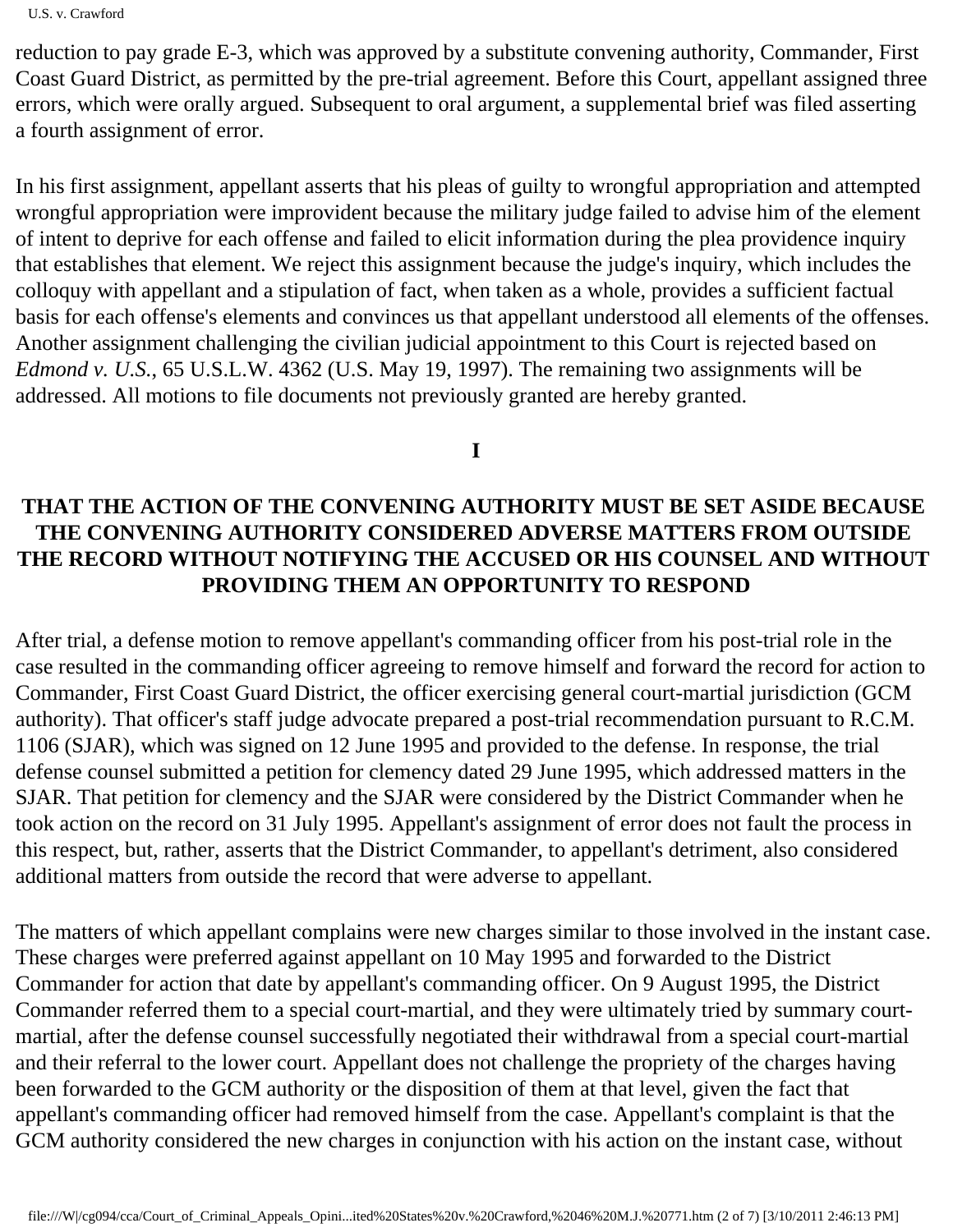reduction to pay grade E-3, which was approved by a substitute convening authority, Commander, First Coast Guard District, as permitted by the pre-trial agreement. Before this Court, appellant assigned three errors, which were orally argued. Subsequent to oral argument, a supplemental brief was filed asserting a fourth assignment of error.

In his first assignment, appellant asserts that his pleas of guilty to wrongful appropriation and attempted wrongful appropriation were improvident because the military judge failed to advise him of the element of intent to deprive for each offense and failed to elicit information during the plea providence inquiry that establishes that element. We reject this assignment because the judge's inquiry, which includes the colloquy with appellant and a stipulation of fact, when taken as a whole, provides a sufficient factual basis for each offense's elements and convinces us that appellant understood all elements of the offenses. Another assignment challenging the civilian judicial appointment to this Court is rejected based on *Edmond v. U.S.*, 65 U.S.L.W. 4362 (U.S. May 19, 1997). The remaining two assignments will be addressed. All motions to file documents not previously granted are hereby granted.

## I

**THAT THE ACTION OF THE CONVENING AUTHORITY MUST BE SET ASIDE BECAUSE THE CONVENING AUTHORITY CONSIDERED ADVERSE MATTERS FROM OUTSIDE THE RECORD WITHOUT NOTIFYING THE ACCUSED OR HIS COUNSEL AND WITHOUT PROVIDING THEM AN OPPORTUNITY TO RESPOND**

After trial, a defense motion to remove appellant's commanding officer from his post-trial role in the case resulted in the commanding officer agreeing to remove himself and forward the record for action to Commander, First Coast Guard District, the officer exercising general court-martial jurisdiction (GCM authority). That officer's staff judge advocate prepared a post-trial recommendation pursuant to R.C.M. 1106 (SJAR), which was signed on 12 June 1995 and provided to the defense. In response, the trial defense counsel submitted a petition for clemency dated 29 June 1995, which addressed matters in the SJAR. That petition for clemency and the SJAR were considered by the District Commander when he took action on the record on 31 July 1995. Appellant's assignment of error does not fault the process in this respect, but, rather, asserts that the District Commander, to appellant's detriment, also considered additional matters from outside the record that were adverse to appellant.

The matters of which appellant complains were new charges similar to those involved in the instant case. These charges were preferred against appellant on 10 May 1995 and forwarded to the District Commander for action that date by appellant's commanding officer. On 9 August 1995, the District Commander referred them to a special court-martial, and they were ultimately tried by summary court-martial, after the defense counsel successfully negotiated their withdrawal from a special court-martial and their referral to the lower court. Appellant does not challenge the propriety of the charges having been forwarded to the GCM authority or the disposition of them at that level, given the fact that appellant's commanding officer had removed himself from the case. Appellant's complaint is that the GCM authority considered the new charges in conjunction with his action on the instant case, without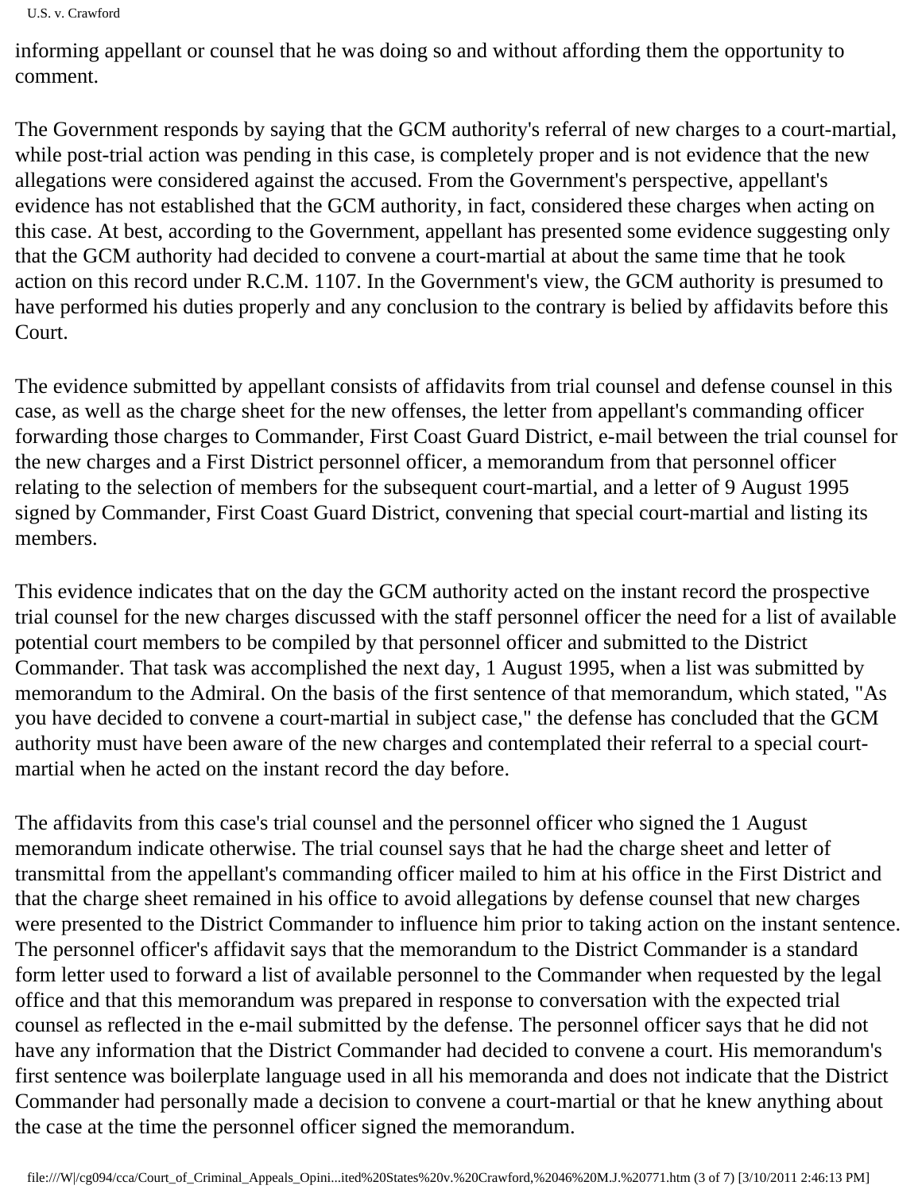informing appellant or counsel that he was doing so and without affording them the opportunity to comment.

The Government responds by saying that the GCM authority's referral of new charges to a court-martial, while post-trial action was pending in this case, is completely proper and is not evidence that the new allegations were considered against the accused. From the Government's perspective, appellant's evidence has not established that the GCM authority, in fact, considered these charges when acting on this case. At best, according to the Government, appellant has presented some evidence suggesting only that the GCM authority had decided to convene a court-martial at about the same time that he took action on this record under R.C.M. 1107. In the Government's view, the GCM authority is presumed to have performed his duties properly and any conclusion to the contrary is belied by affidavits before this Court.

The evidence submitted by appellant consists of affidavits from trial counsel and defense counsel in this case, as well as the charge sheet for the new offenses, the letter from appellant's commanding officer forwarding those charges to Commander, First Coast Guard District, e-mail between the trial counsel for the new charges and a First District personnel officer, a memorandum from that personnel officer relating to the selection of members for the subsequent court-martial, and a letter of 9 August 1995 signed by Commander, First Coast Guard District, convening that special court-martial and listing its members.

This evidence indicates that on the day the GCM authority acted on the instant record the prospective trial counsel for the new charges discussed with the staff personnel officer the need for a list of available potential court members to be compiled by that personnel officer and submitted to the District Commander. That task was accomplished the next day, 1 August 1995, when a list was submitted by memorandum to the Admiral. On the basis of the first sentence of that memorandum, which stated, "As you have decided to convene a court-martial in subject case," the defense has concluded that the GCM authority must have been aware of the new charges and contemplated their referral to a special court-martial when he acted on the instant record the day before.

The affidavits from this case's trial counsel and the personnel officer who signed the 1 August memorandum indicate otherwise. The trial counsel says that he had the charge sheet and letter of transmittal from the appellant's commanding officer mailed to him at his office in the First District and that the charge sheet remained in his office to avoid allegations by defense counsel that new charges were presented to the District Commander to influence him prior to taking action on the instant sentence. The personnel officer's affidavit says that the memorandum to the District Commander is a standard form letter used to forward a list of available personnel to the Commander when requested by the legal office and that this memorandum was prepared in response to conversation with the expected trial counsel as reflected in the e-mail submitted by the defense. The personnel officer says that he did not have any information that the District Commander had decided to convene a court. His memorandum's first sentence was boilerplate language used in all his memoranda and does not indicate that the District Commander had personally made a decision to convene a court-martial or that he knew anything about the case at the time the personnel officer signed the memorandum.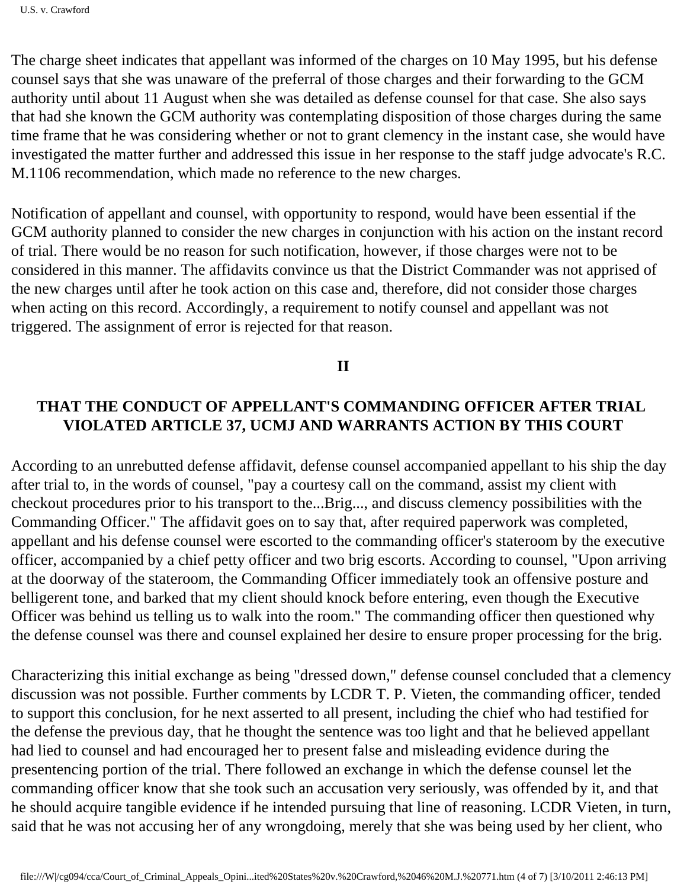The charge sheet indicates that appellant was informed of the charges on 10 May 1995, but his defense counsel says that she was unaware of the preferral of those charges and their forwarding to the GCM authority until about 11 August when she was detailed as defense counsel for that case. She also says that had she known the GCM authority was contemplating disposition of those charges during the same time frame that he was considering whether or not to grant clemency in the instant case, she would have investigated the matter further and addressed this issue in her response to the staff judge advocate's R.C. M.1106 recommendation, which made no reference to the new charges.

Notification of appellant and counsel, with opportunity to respond, would have been essential if the GCM authority planned to consider the new charges in conjunction with his action on the instant record of trial. There would be no reason for such notification, however, if those charges were not to be considered in this manner. The affidavits convince us that the District Commander was not apprised of the new charges until after he took action on this case and, therefore, did not consider those charges when acting on this record. Accordingly, a requirement to notify counsel and appellant was not triggered. The assignment of error is rejected for that reason.

## II

## THAT THE CONDUCT OF APPELLANT'S COMMANDING OFFICER AFTER TRIAL VIOLATED ARTICLE 37, UCMJ AND WARRANTS ACTION BY THIS COURT

According to an unrebutted defense affidavit, defense counsel accompanied appellant to his ship the day after trial to, in the words of counsel, "pay a courtesy call on the command, assist my client with checkout procedures prior to his transport to the...Brig..., and discuss clemency possibilities with the Commanding Officer." The affidavit goes on to say that, after required paperwork was completed, appellant and his defense counsel were escorted to the commanding officer's stateroom by the executive officer, accompanied by a chief petty officer and two brig escorts. According to counsel, "Upon arriving at the doorway of the stateroom, the Commanding Officer immediately took an offensive posture and belligerent tone, and barked that my client should knock before entering, even though the Executive Officer was behind us telling us to walk into the room." The commanding officer then questioned why the defense counsel was there and counsel explained her desire to ensure proper processing for the brig.

Characterizing this initial exchange as being "dressed down," defense counsel concluded that a clemency discussion was not possible. Further comments by LCDR T. P. Vieten, the commanding officer, tended to support this conclusion, for he next asserted to all present, including the chief who had testified for the defense the previous day, that he thought the sentence was too light and that he believed appellant had lied to counsel and had encouraged her to present false and misleading evidence during the presentencing portion of the trial. There followed an exchange in which the defense counsel let the commanding officer know that she took such an accusation very seriously, was offended by it, and that he should acquire tangible evidence if he intended pursuing that line of reasoning. LCDR Vieten, in turn, said that he was not accusing her of any wrongdoing, merely that she was being used by her client, who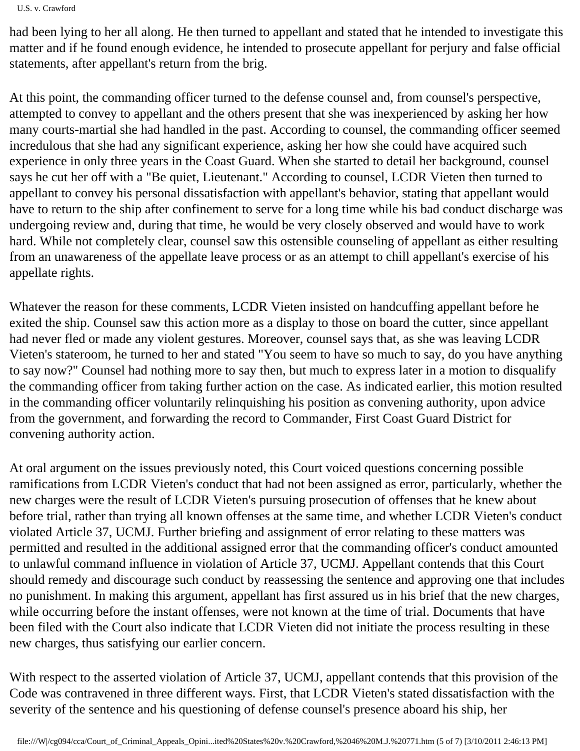had been lying to her all along. He then turned to appellant and stated that he intended to investigate this matter and if he found enough evidence, he intended to prosecute appellant for perjury and false official statements, after appellant's return from the brig.

At this point, the commanding officer turned to the defense counsel and, from counsel's perspective, attempted to convey to appellant and the others present that she was inexperienced by asking her how many courts-martial she had handled in the past. According to counsel, the commanding officer seemed incredulous that she had any significant experience, asking her how she could have acquired such experience in only three years in the Coast Guard. When she started to detail her background, counsel says he cut her off with a "Be quiet, Lieutenant." According to counsel, LCDR Vieten then turned to appellant to convey his personal dissatisfaction with appellant's behavior, stating that appellant would have to return to the ship after confinement to serve for a long time while his bad conduct discharge was undergoing review and, during that time, he would be very closely observed and would have to work hard. While not completely clear, counsel saw this ostensible counseling of appellant as either resulting from an unawareness of the appellate leave process or as an attempt to chill appellant's exercise of his appellate rights.

Whatever the reason for these comments, LCDR Vieten insisted on handcuffing appellant before he exited the ship. Counsel saw this action more as a display to those on board the cutter, since appellant had never fled or made any violent gestures. Moreover, counsel says that, as she was leaving LCDR Vieten's stateroom, he turned to her and stated "You seem to have so much to say, do you have anything to say now?" Counsel had nothing more to say then, but much to express later in a motion to disqualify the commanding officer from taking further action on the case. As indicated earlier, this motion resulted in the commanding officer voluntarily relinquishing his position as convening authority, upon advice from the government, and forwarding the record to Commander, First Coast Guard District for convening authority action.

At oral argument on the issues previously noted, this Court voiced questions concerning possible ramifications from LCDR Vieten's conduct that had not been assigned as error, particularly, whether the new charges were the result of LCDR Vieten's pursuing prosecution of offenses that he knew about before trial, rather than trying all known offenses at the same time, and whether LCDR Vieten's conduct violated Article 37, UCMJ. Further briefing and assignment of error relating to these matters was permitted and resulted in the additional assigned error that the commanding officer's conduct amounted to unlawful command influence in violation of Article 37, UCMJ. Appellant contends that this Court should remedy and discourage such conduct by reassessing the sentence and approving one that includes no punishment. In making this argument, appellant has first assured us in his brief that the new charges, while occurring before the instant offenses, were not known at the time of trial. Documents that have been filed with the Court also indicate that LCDR Vieten did not initiate the process resulting in these new charges, thus satisfying our earlier concern.

With respect to the asserted violation of Article 37, UCMJ, appellant contends that this provision of the Code was contravened in three different ways. First, that LCDR Vieten's stated dissatisfaction with the severity of the sentence and his questioning of defense counsel's presence aboard his ship, her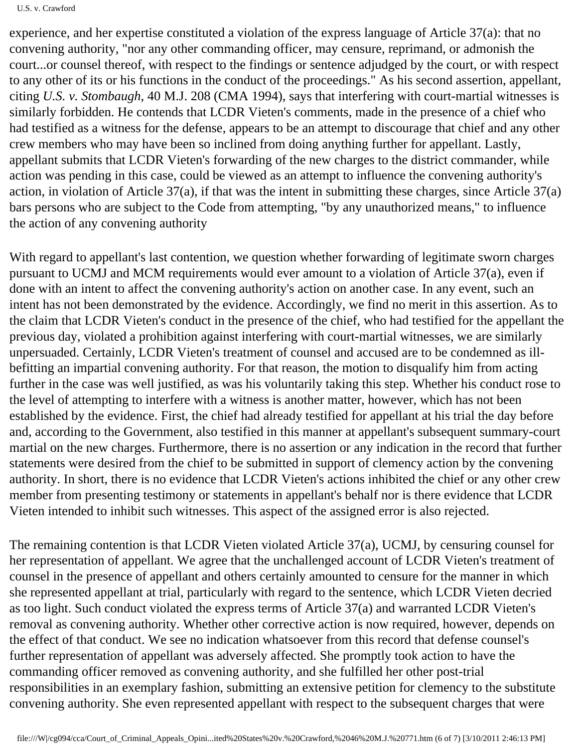experience, and her expertise constituted a violation of the express language of Article 37(a): that no convening authority, "nor any other commanding officer, may censure, reprimand, or admonish the court...or counsel thereof, with respect to the findings or sentence adjudged by the court, or with respect to any other of its or his functions in the conduct of the proceedings." As his second assertion, appellant, citing *U.S. v. Stombaugh*, 40 M.J. 208 (CMA 1994), says that interfering with court-martial witnesses is similarly forbidden. He contends that LCDR Vieten's comments, made in the presence of a chief who had testified as a witness for the defense, appears to be an attempt to discourage that chief and any other crew members who may have been so inclined from doing anything further for appellant. Lastly, appellant submits that LCDR Vieten's forwarding of the new charges to the district commander, while action was pending in this case, could be viewed as an attempt to influence the convening authority's action, in violation of Article 37(a), if that was the intent in submitting these charges, since Article 37(a) bars persons who are subject to the Code from attempting, "by any unauthorized means," to influence the action of any convening authority

With regard to appellant's last contention, we question whether forwarding of legitimate sworn charges pursuant to UCMJ and MCM requirements would ever amount to a violation of Article 37(a), even if done with an intent to affect the convening authority's action on another case. In any event, such an intent has not been demonstrated by the evidence. Accordingly, we find no merit in this assertion. As to the claim that LCDR Vieten's conduct in the presence of the chief, who had testified for the appellant the previous day, violated a prohibition against interfering with court-martial witnesses, we are similarly unpersuaded. Certainly, LCDR Vieten's treatment of counsel and accused are to be condemned as ill-befitting an impartial convening authority. For that reason, the motion to disqualify him from acting further in the case was well justified, as was his voluntarily taking this step. Whether his conduct rose to the level of attempting to interfere with a witness is another matter, however, which has not been established by the evidence. First, the chief had already testified for appellant at his trial the day before and, according to the Government, also testified in this manner at appellant's subsequent summary-court martial on the new charges. Furthermore, there is no assertion or any indication in the record that further statements were desired from the chief to be submitted in support of clemency action by the convening authority. In short, there is no evidence that LCDR Vieten's actions inhibited the chief or any other crew member from presenting testimony or statements in appellant's behalf nor is there evidence that LCDR Vieten intended to inhibit such witnesses. This aspect of the assigned error is also rejected.

The remaining contention is that LCDR Vieten violated Article 37(a), UCMJ, by censuring counsel for her representation of appellant. We agree that the unchallenged account of LCDR Vieten's treatment of counsel in the presence of appellant and others certainly amounted to censure for the manner in which she represented appellant at trial, particularly with regard to the sentence, which LCDR Vieten decried as too light. Such conduct violated the express terms of Article 37(a) and warranted LCDR Vieten's removal as convening authority. Whether other corrective action is now required, however, depends on the effect of that conduct. We see no indication whatsoever from this record that defense counsel's further representation of appellant was adversely affected. She promptly took action to have the commanding officer removed as convening authority, and she fulfilled her other post-trial responsibilities in an exemplary fashion, submitting an extensive petition for clemency to the substitute convening authority. She even represented appellant with respect to the subsequent charges that were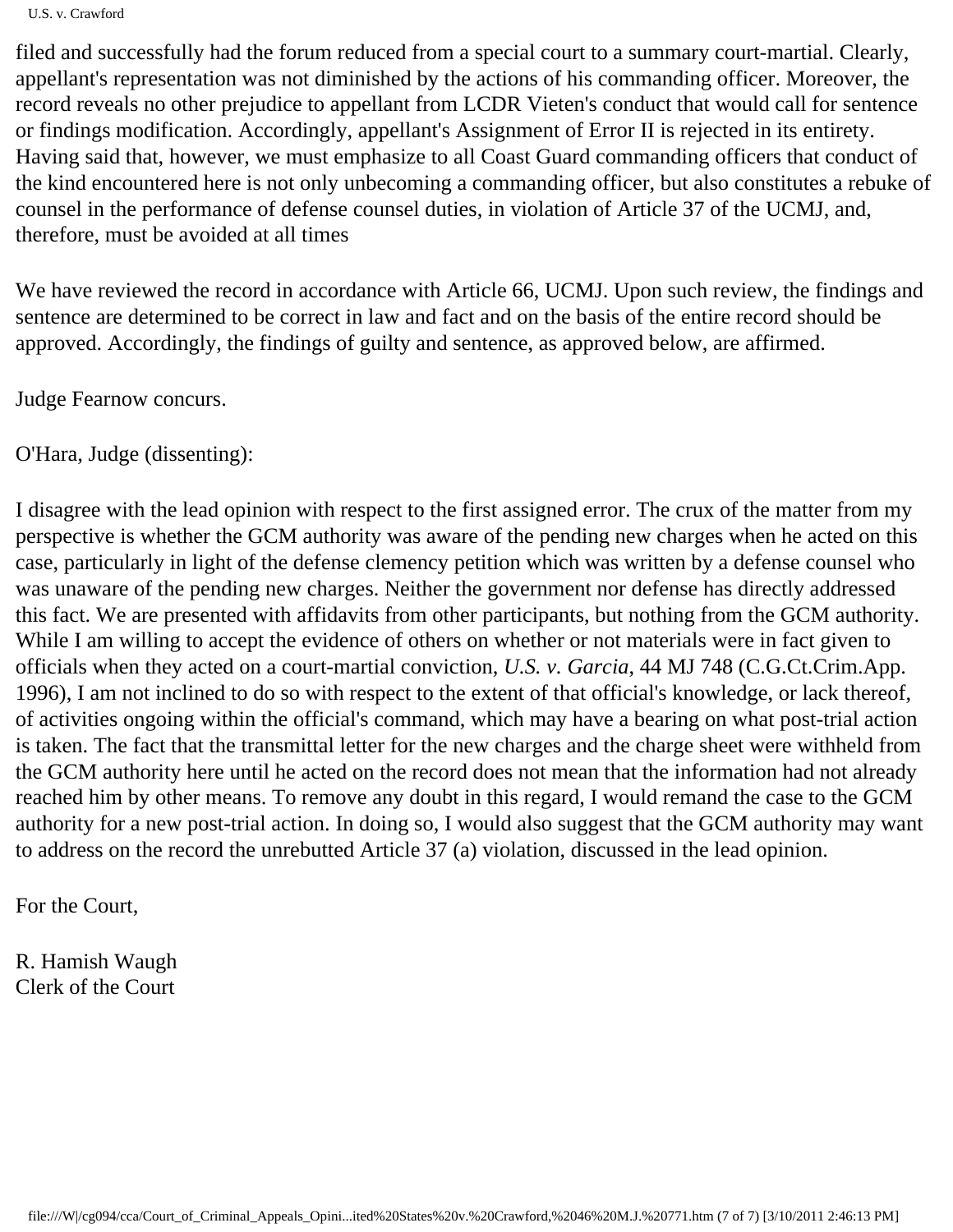filed and successfully had the forum reduced from a special court to a summary court-martial. Clearly, appellant's representation was not diminished by the actions of his commanding officer. Moreover, the record reveals no other prejudice to appellant from LCDR Vieten's conduct that would call for sentence or findings modification. Accordingly, appellant's Assignment of Error II is rejected in its entirety. Having said that, however, we must emphasize to all Coast Guard commanding officers that conduct of the kind encountered here is not only unbecoming a commanding officer, but also constitutes a rebuke of counsel in the performance of defense counsel duties, in violation of Article 37 of the UCMJ, and, therefore, must be avoided at all times

We have reviewed the record in accordance with Article 66, UCMJ. Upon such review, the findings and sentence are determined to be correct in law and fact and on the basis of the entire record should be approved. Accordingly, the findings of guilty and sentence, as approved below, are affirmed.

Judge Fearnow concurs.

O'Hara, Judge (dissenting):

I disagree with the lead opinion with respect to the first assigned error. The crux of the matter from my perspective is whether the GCM authority was aware of the pending new charges when he acted on this case, particularly in light of the defense clemency petition which was written by a defense counsel who was unaware of the pending new charges. Neither the government nor defense has directly addressed this fact. We are presented with affidavits from other participants, but nothing from the GCM authority. While I am willing to accept the evidence of others on whether or not materials were in fact given to officials when they acted on a court-martial conviction, *U.S. v. Garcia*, 44 MJ 748 (C.G.Ct.Crim.App. 1996), I am not inclined to do so with respect to the extent of that official's knowledge, or lack thereof, of activities ongoing within the official's command, which may have a bearing on what post-trial action is taken. The fact that the transmittal letter for the new charges and the charge sheet were withheld from the GCM authority here until he acted on the record does not mean that the information had not already reached him by other means. To remove any doubt in this regard, I would remand the case to the GCM authority for a new post-trial action. In doing so, I would also suggest that the GCM authority may want to address on the record the unrebutted Article 37 (a) violation, discussed in the lead opinion.

For the Court,

R. Hamish Waugh
Clerk of the Court